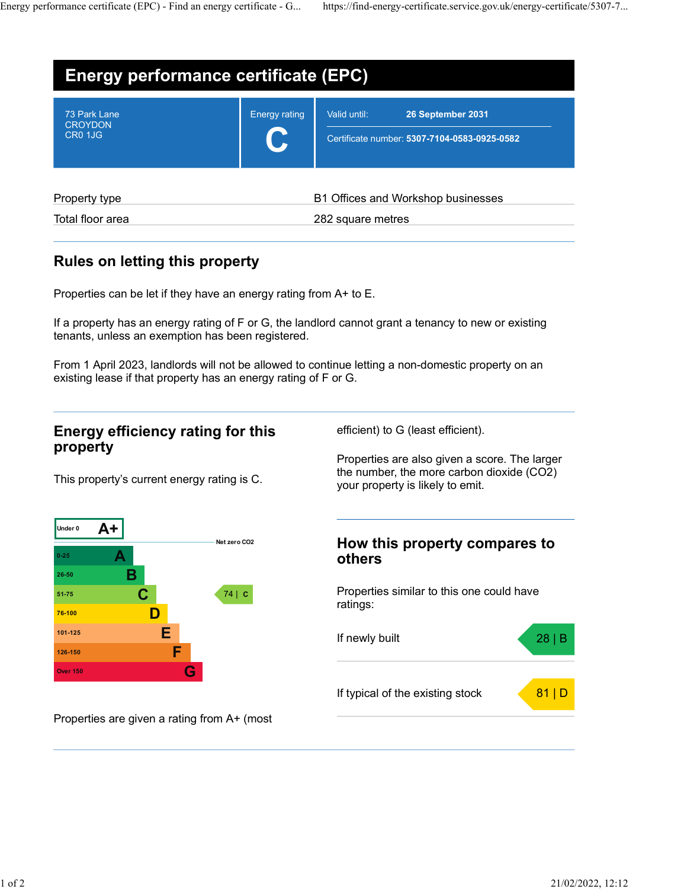# Energy performance certificate (EPC)

| 73 Park Lane<br>CROYDON<br>CR0 1JG | Energy rating<br>**C** | Valid until: **26 September 2031**<br>Certificate number: **5307-7104-0583-0925-0582** |
|---|---|---|

| | |
|---|---|
| Property type | B1 Offices and Workshop businesses |
| Total floor area | 282 square metres |

## Rules on letting this property

Properties can be let if they have an energy rating from A+ to E.

If a property has an energy rating of F or G, the landlord cannot grant a tenancy to new or existing tenants, unless an exemption has been registered.

From 1 April 2023, landlords will not be allowed to continue letting a non-domestic property on an existing lease if that property has an energy rating of F or G.

## Energy efficiency rating for this property

This property's current energy rating is C.

| Score | Rating |
|---|---|
| Under 0 | A+ |
| 0-25 | A |
| 26-50 | B |
| 51-75 | C |
| 76-100 | D |
| 101-125 | E |
| 126-150 | F |
| Over 150 | G |

Net zero CO2

This property: 74 | C

Properties are given a rating from A+ (most efficient) to G (least efficient).

Properties are also given a score. The larger the number, the more carbon dioxide (CO2) your property is likely to emit.

## How this property compares to others

Properties similar to this one could have ratings:

| | |
|---|---|
| If newly built | 28 \| B |
| If typical of the existing stock | 81 \| D |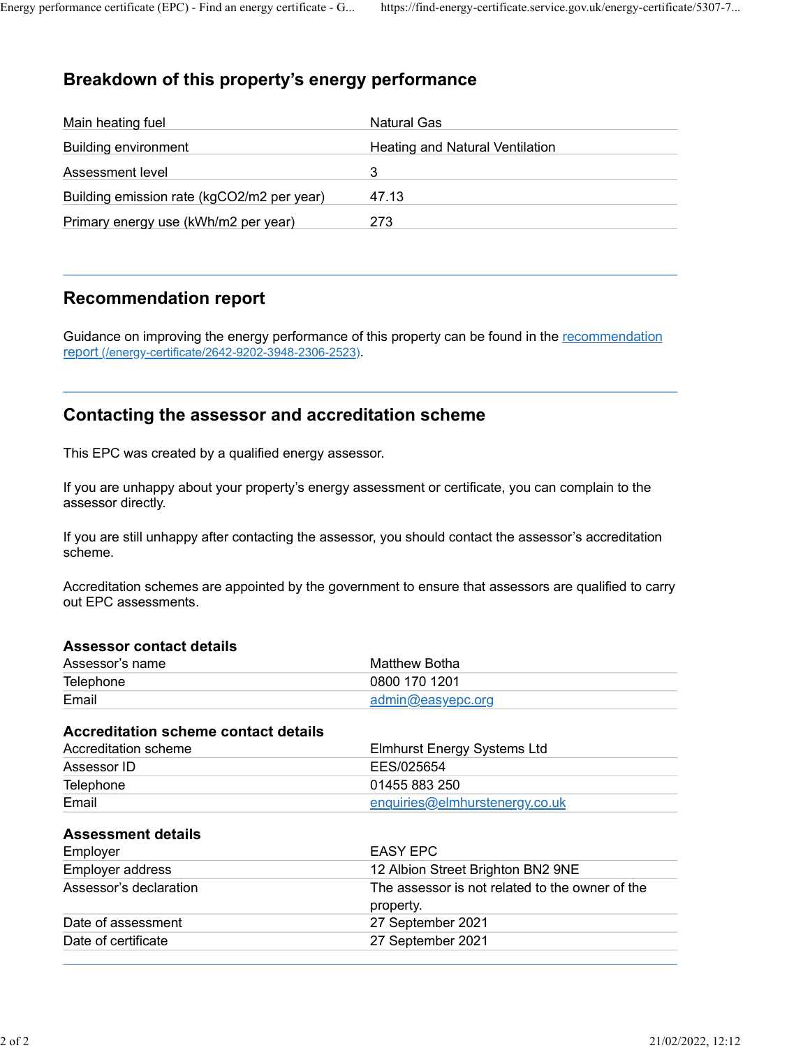## Breakdown of this property's energy performance

| | |
|---|---|
| Main heating fuel | Natural Gas |
| Building environment | Heating and Natural Ventilation |
| Assessment level | 3 |
| Building emission rate (kgCO2/m2 per year) | 47.13 |
| Primary energy use (kWh/m2 per year) | 273 |

## Recommendation report

Guidance on improving the energy performance of this property can be found in the [recommendation report (/energy-certificate/2642-9202-3948-2306-2523)](/energy-certificate/2642-9202-3948-2306-2523).

## Contacting the assessor and accreditation scheme

This EPC was created by a qualified energy assessor.

If you are unhappy about your property's energy assessment or certificate, you can complain to the assessor directly.

If you are still unhappy after contacting the assessor, you should contact the assessor's accreditation scheme.

Accreditation schemes are appointed by the government to ensure that assessors are qualified to carry out EPC assessments.

### Assessor contact details

| | |
|---|---|
| Assessor's name | Matthew Botha |
| Telephone | 0800 170 1201 |
| Email | admin@easyepc.org |

### Accreditation scheme contact details

| | |
|---|---|
| Accreditation scheme | Elmhurst Energy Systems Ltd |
| Assessor ID | EES/025654 |
| Telephone | 01455 883 250 |
| Email | enquiries@elmhurstenergy.co.uk |

### Assessment details

| | |
|---|---|
| Employer | EASY EPC |
| Employer address | 12 Albion Street Brighton BN2 9NE |
| Assessor's declaration | The assessor is not related to the owner of the property. |
| Date of assessment | 27 September 2021 |
| Date of certificate | 27 September 2021 |